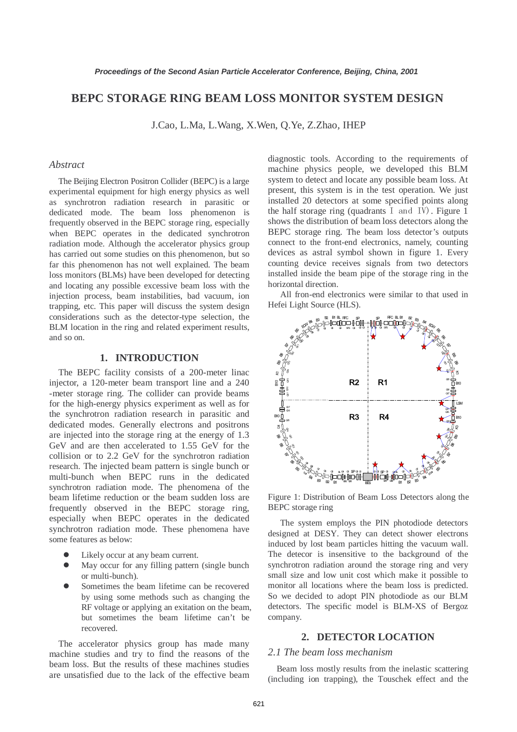# BEPC STORAGE RING BEAM LOSS MONITOR SYSTEM DESIGN

J.Cao, L.Ma, L.Wang, X.Wen, Q.Ye, Z.Zhao, IHEP

## *Abstract*

The Beijing Electron Positron Collider (BEPC) is a large experimental equipment for high energy physics as well as synchrotron radiation research in parasitic or dedicated mode. The beam loss phenomenon is frequently observed in the BEPC storage ring, especially when BEPC operates in the dedicated synchrotron radiation mode. Although the accelerator physics group has carried out some studies on this phenomenon, but so far this phenomenon has not well explained. The beam loss monitors (BLMs) have been developed for detecting and locating any possible excessive beam loss with the injection process, beam instabilities, bad vacuum, ion trapping, etc. This paper will discuss the system design considerations such as the detector-type selection, the BLM location in the ring and related experiment results, and so on.

## 1. INTRODUCTION

The BEPC facility consists of a 200-meter linac injector, a 120-meter beam transport line and a 240 -meter storage ring. The collider can provide beams for the high-energy physics experiment as well as for the synchrotron radiation research in parasitic and dedicated modes. Generally electrons and positrons are injected into the storage ring at the energy of 1.3 GeV and are then accelerated to 1.55 GeV for the collision or to 2.2 GeV for the synchrotron radiation research. The injected beam pattern is single bunch or multi-bunch when BEPC runs in the dedicated synchrotron radiation mode. The phenomena of the beam lifetime reduction or the beam sudden loss are frequently observed in the BEPC storage ring, especially when BEPC operates in the dedicated synchrotron radiation mode. These phenomena have some features as below:

- Likely occur at any beam current.
- May occur for any filling pattern (single bunch or multi-bunch).
- Sometimes the beam lifetime can be recovered by using some methods such as changing the RF voltage or applying an exitation on the beam, but sometimes the beam lifetime can't be recovered.

The accelerator physics group has made many machine studies and try to find the reasons of the beam loss. But the results of these machines studies are unsatisfied due to the lack of the effective beam diagnostic tools. According to the requirements of machine physics people, we developed this BLM system to detect and locate any possible beam loss. At present, this system is in the test operation. We just installed 20 detectors at some specified points along the half storage ring (quadrants Ⅰ and Ⅳ). Figure 1 shows the distribution of beam loss detectors along the BEPC storage ring. The beam loss detector's outputs connect to the front-end electronics, namely, counting devices as astral symbol shown in figure 1. Every counting device receives signals from two detectors installed inside the beam pipe of the storage ring in the horizontal direction.

All fron-end electronics were similar to that used in Hefei Light Source (HLS).

Figure 1: Distribution of Beam Loss Detectors along the BEPC storage ring

The system employs the PIN photodiode detectors designed at DESY. They can detect shower electrons induced by lost beam particles hitting the vacuum wall. The detecor is insensitive to the background of the synchrotron radiation around the storage ring and very small size and low unit cost which make it possible to monitor all locations where the beam loss is predicted. So we decided to adopt PIN photodiode as our BLM detectors. The specific model is BLM-XS of Bergoz company.

## 2. DETECTOR LOCATION

### *2.1 The beam loss mechanism*

Beam loss mostly results from the inelastic scattering (including ion trapping), the Touschek effect and the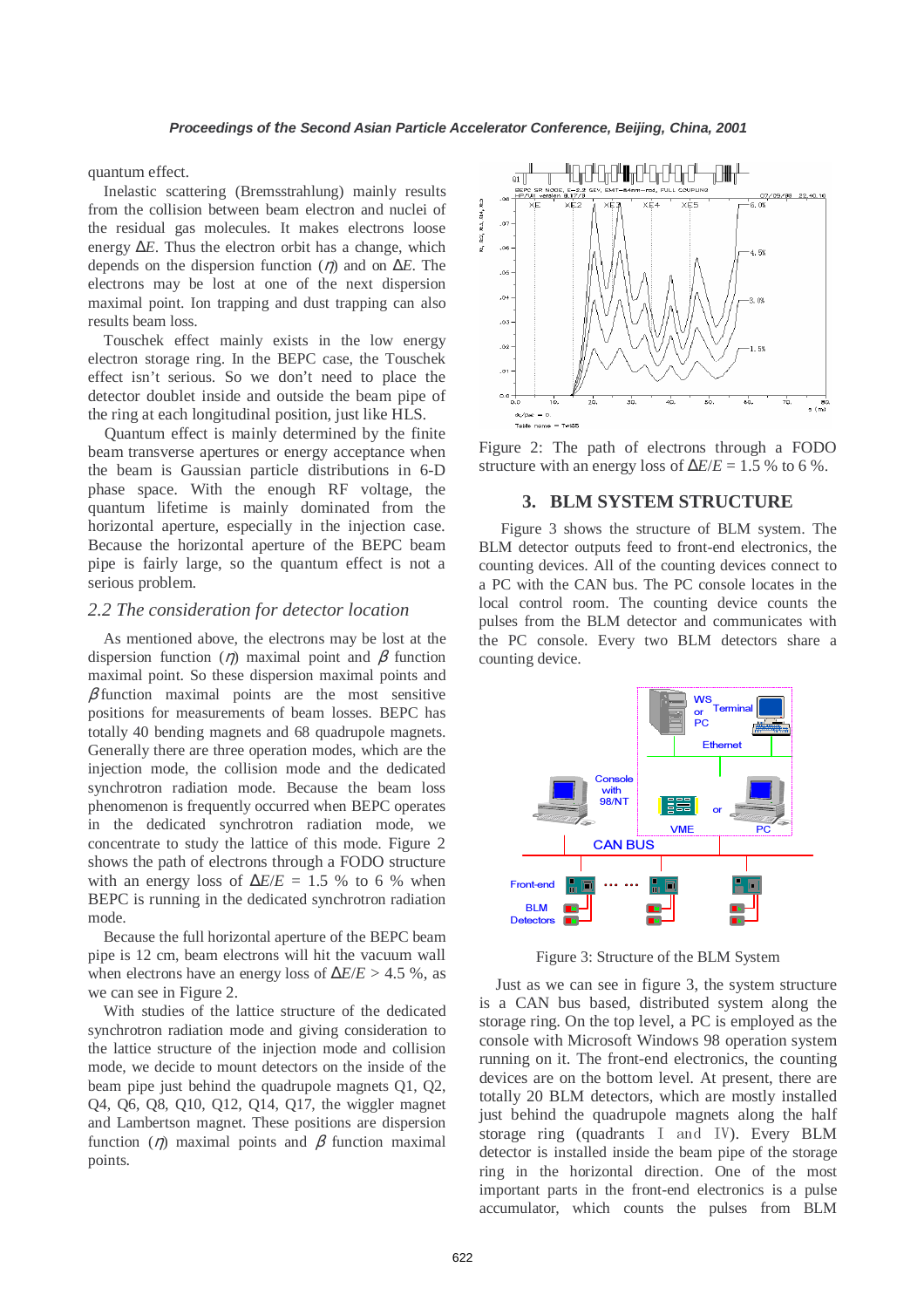quantum effect.

Inelastic scattering (Bremsstrahlung) mainly results from the collision between beam electron and nuclei of the residual gas molecules. It makes electrons loose energy $\Delta E$. Thus the electron orbit has a change, which depends on the dispersion function ($\eta$) and on $\Delta E$. The electrons may be lost at one of the next dispersion maximal point. Ion trapping and dust trapping can also results beam loss.

Touschek effect mainly exists in the low energy electron storage ring. In the BEPC case, the Touschek effect isn't serious. So we don't need to place the detector doublet inside and outside the beam pipe of the ring at each longitudinal position, just like HLS.

Quantum effect is mainly determined by the finite beam transverse apertures or energy acceptance when the beam is Gaussian particle distributions in 6-D phase space. With the enough RF voltage, the quantum lifetime is mainly dominated from the horizontal aperture, especially in the injection case. Because the horizontal aperture of the BEPC beam pipe is fairly large, so the quantum effect is not a serious problem.

### *2.2 The consideration for detector location*

As mentioned above, the electrons may be lost at the dispersion function ($\eta$) maximal point and $\beta$ function maximal point. So these dispersion maximal points and $\beta$ function maximal points are the most sensitive positions for measurements of beam losses. BEPC has totally 40 bending magnets and 68 quadrupole magnets. Generally there are three operation modes, which are the injection mode, the collision mode and the dedicated synchrotron radiation mode. Because the beam loss phenomenon is frequently occurred when BEPC operates in the dedicated synchrotron radiation mode, we concentrate to study the lattice of this mode. Figure 2 shows the path of electrons through a FODO structure with an energy loss of $\Delta E/E$ = 1.5 % to 6 % when BEPC is running in the dedicated synchrotron radiation mode.

Because the full horizontal aperture of the BEPC beam pipe is 12 cm, beam electrons will hit the vacuum wall when electrons have an energy loss of $\Delta E/E$ > 4.5 %, as we can see in Figure 2.

With studies of the lattice structure of the dedicated synchrotron radiation mode and giving consideration to the lattice structure of the injection mode and collision mode, we decide to mount detectors on the inside of the beam pipe just behind the quadrupole magnets Q1, Q2, Q4, Q6, Q8, Q10, Q12, Q14, Q17, the wiggler magnet and Lambertson magnet. These positions are dispersion function ($\eta$) maximal points and $\beta$ function maximal points.

Figure 2: The path of electrons through a FODO structure with an energy loss of $\Delta E/E$ = 1.5 % to 6 %.

## 3. BLM SYSTEM STRUCTURE

Figure 3 shows the structure of BLM system. The BLM detector outputs feed to front-end electronics, the counting devices. All of the counting devices connect to a PC with the CAN bus. The PC console locates in the local control room. The counting device counts the pulses from the BLM detector and communicates with the PC console. Every two BLM detectors share a counting device.

Figure 3: Structure of the BLM System

Just as we can see in figure 3, the system structure is a CAN bus based, distributed system along the storage ring. On the top level, a PC is employed as the console with Microsoft Windows 98 operation system running on it. The front-end electronics, the counting devices are on the bottom level. At present, there are totally 20 BLM detectors, which are mostly installed just behind the quadrupole magnets along the half storage ring (quadrants Ⅰ and Ⅳ). Every BLM detector is installed inside the beam pipe of the storage ring in the horizontal direction. One of the most important parts in the front-end electronics is a pulse accumulator, which counts the pulses from BLM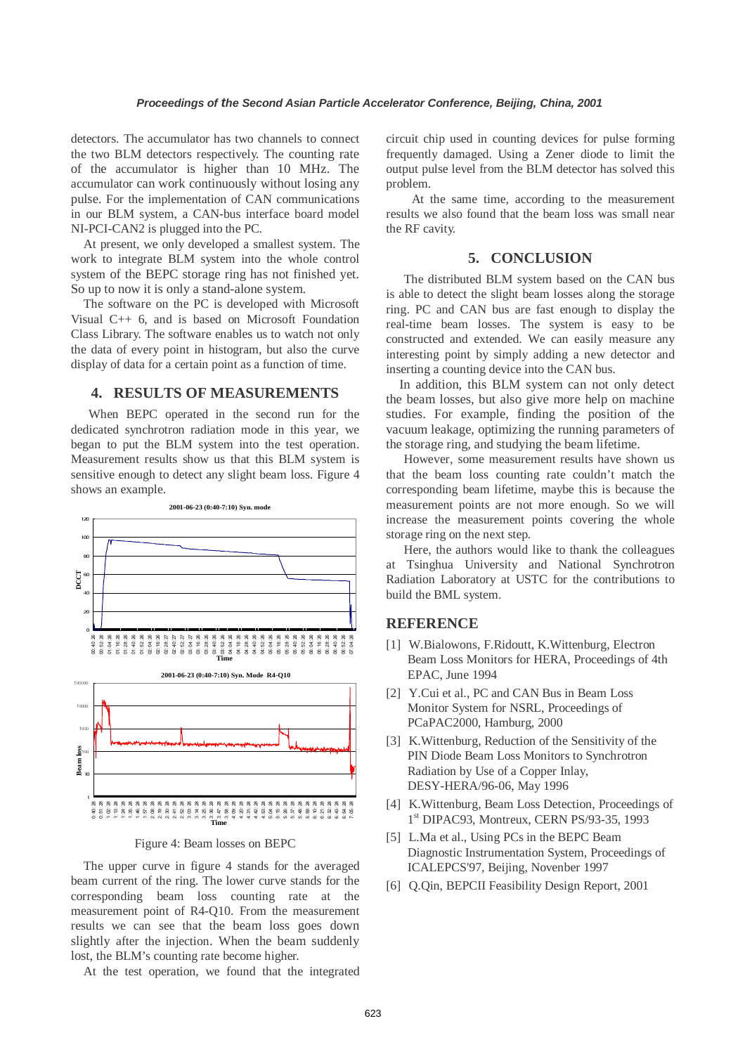detectors. The accumulator has two channels to connect the two BLM detectors respectively. The counting rate of the accumulator is higher than 10 MHz. The accumulator can work continuously without losing any pulse. For the implementation of CAN communications in our BLM system, a CAN-bus interface board model NI-PCI-CAN2 is plugged into the PC.

At present, we only developed a smallest system. The work to integrate BLM system into the whole control system of the BEPC storage ring has not finished yet. So up to now it is only a stand-alone system.

The software on the PC is developed with Microsoft Visual C++ 6, and is based on Microsoft Foundation Class Library. The software enables us to watch not only the data of every point in histogram, but also the curve display of data for a certain point as a function of time.

## 4. RESULTS OF MEASUREMENTS

When BEPC operated in the second run for the dedicated synchrotron radiation mode in this year, we began to put the BLM system into the test operation. Measurement results show us that this BLM system is sensitive enough to detect any slight beam loss. Figure 4 shows an example.

2001-06-23 (0:40-7:10) Syn. mode

DCCT

Time

2001-06-23 (0:40-7:10) Syn. Mode R4-Q10

Beam loss

Time

Figure 4: Beam losses on BEPC

The upper curve in figure 4 stands for the averaged beam current of the ring. The lower curve stands for the corresponding beam loss counting rate at the measurement point of R4-Q10. From the measurement results we can see that the beam loss goes down slightly after the injection. When the beam suddenly lost, the BLM's counting rate become higher.

At the test operation, we found that the integrated circuit chip used in counting devices for pulse forming frequently damaged. Using a Zener diode to limit the output pulse level from the BLM detector has solved this problem.

At the same time, according to the measurement results we also found that the beam loss was small near the RF cavity.

## 5. CONCLUSION

The distributed BLM system based on the CAN bus is able to detect the slight beam losses along the storage ring. PC and CAN bus are fast enough to display the real-time beam losses. The system is easy to be constructed and extended. We can easily measure any interesting point by simply adding a new detector and inserting a counting device into the CAN bus.

In addition, this BLM system can not only detect the beam losses, but also give more help on machine studies. For example, finding the position of the vacuum leakage, optimizing the running parameters of the storage ring, and studying the beam lifetime.

However, some measurement results have shown us that the beam loss counting rate couldn't match the corresponding beam lifetime, maybe this is because the measurement points are not more enough. So we will increase the measurement points covering the whole storage ring on the next step.

Here, the authors would like to thank the colleagues at Tsinghua University and National Synchrotron Radiation Laboratory at USTC for the contributions to build the BML system.

## REFERENCE

[1] W.Bialowons, F.Ridoutt, K.Wittenburg, Electron Beam Loss Monitors for HERA, Proceedings of 4th EPAC, June 1994

[2] Y.Cui et al., PC and CAN Bus in Beam Loss Monitor System for NSRL, Proceedings of PCaPAC2000, Hamburg, 2000

[3] K.Wittenburg, Reduction of the Sensitivity of the PIN Diode Beam Loss Monitors to Synchrotron Radiation by Use of a Copper Inlay, DESY-HERA/96-06, May 1996

[4] K.Wittenburg, Beam Loss Detection, Proceedings of 1st DIPAC93, Montreux, CERN PS/93-35, 1993

[5] L.Ma et al., Using PCs in the BEPC Beam Diagnostic Instrumentation System, Proceedings of ICALEPCS'97, Beijing, Novenber 1997

[6] Q.Qin, BEPCII Feasibility Design Report, 2001